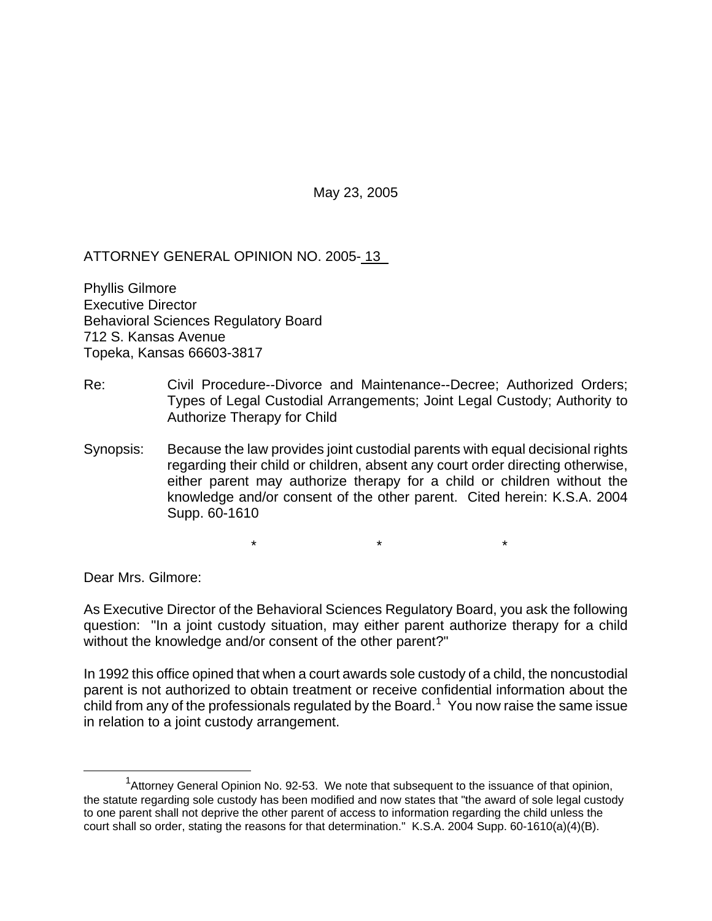May 23, 2005

ATTORNEY GENERAL OPINION NO. 2005- 13

Phyllis Gilmore
Executive Director
Behavioral Sciences Regulatory Board
712 S. Kansas Avenue
Topeka, Kansas 66603-3817

Re: Civil Procedure--Divorce and Maintenance--Decree; Authorized Orders; Types of Legal Custodial Arrangements; Joint Legal Custody; Authority to Authorize Therapy for Child

Synopsis: Because the law provides joint custodial parents with equal decisional rights regarding their child or children, absent any court order directing otherwise, either parent may authorize therapy for a child or children without the knowledge and/or consent of the other parent. Cited herein: K.S.A. 2004 Supp. 60-1610

\*　　　　\*　　　　\*

Dear Mrs. Gilmore:

As Executive Director of the Behavioral Sciences Regulatory Board, you ask the following question: "In a joint custody situation, may either parent authorize therapy for a child without the knowledge and/or consent of the other parent?"

In 1992 this office opined that when a court awards sole custody of a child, the noncustodial parent is not authorized to obtain treatment or receive confidential information about the child from any of the professionals regulated by the Board.[1] You now raise the same issue in relation to a joint custody arrangement.

---

[1] Attorney General Opinion No. 92-53. We note that subsequent to the issuance of that opinion, the statute regarding sole custody has been modified and now states that "the award of sole legal custody to one parent shall not deprive the other parent of access to information regarding the child unless the court shall so order, stating the reasons for that determination." K.S.A. 2004 Supp. 60-1610(a)(4)(B).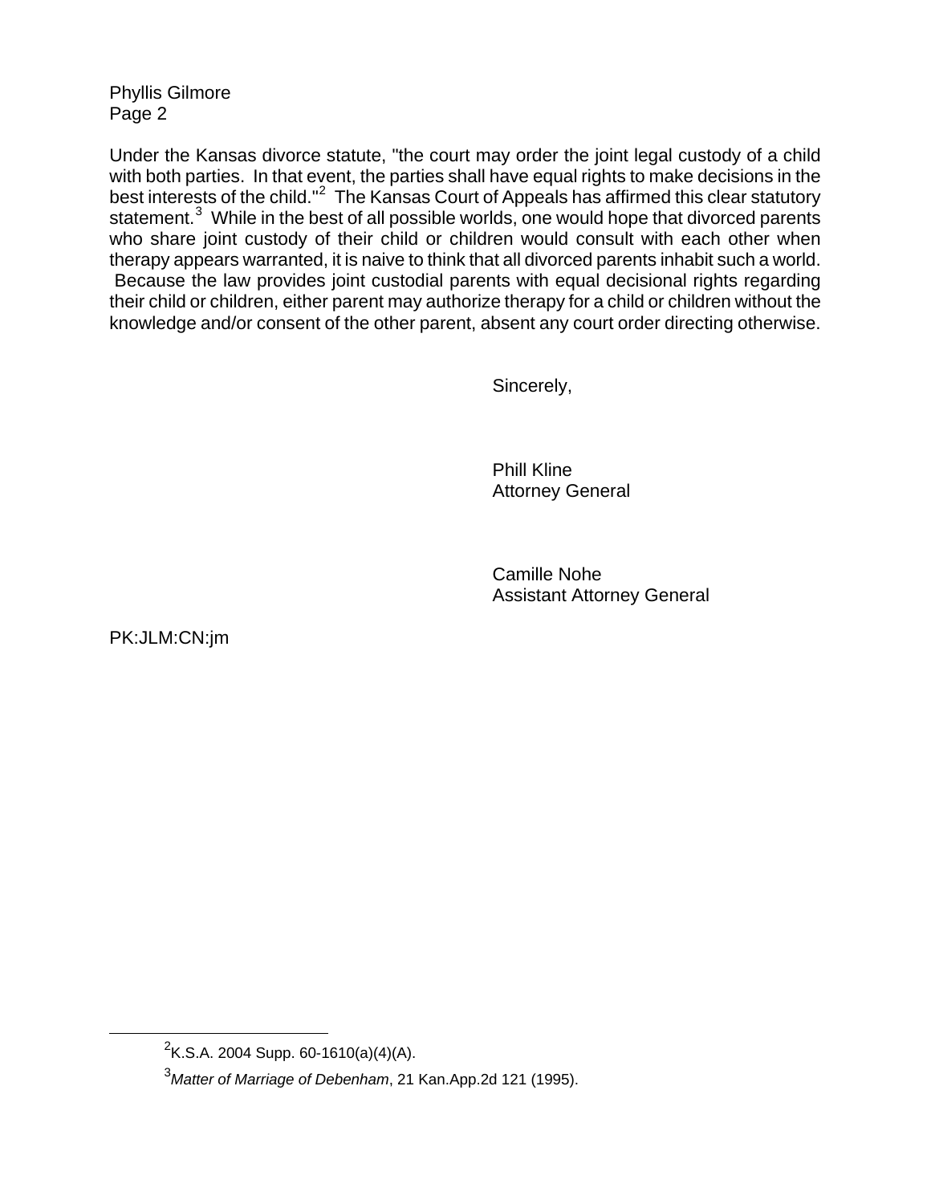Under the Kansas divorce statute, "the court may order the joint legal custody of a child with both parties. In that event, the parties shall have equal rights to make decisions in the best interests of the child."[2] The Kansas Court of Appeals has affirmed this clear statutory statement.[3] While in the best of all possible worlds, one would hope that divorced parents who share joint custody of their child or children would consult with each other when therapy appears warranted, it is naive to think that all divorced parents inhabit such a world. Because the law provides joint custodial parents with equal decisional rights regarding their child or children, either parent may authorize therapy for a child or children without the knowledge and/or consent of the other parent, absent any court order directing otherwise.

Sincerely,

Phill Kline
Attorney General

Camille Nohe
Assistant Attorney General

PK:JLM:CN:jm

---

[2]K.S.A. 2004 Supp. 60-1610(a)(4)(A).

[3]*Matter of Marriage of Debenham*, 21 Kan.App.2d 121 (1995).